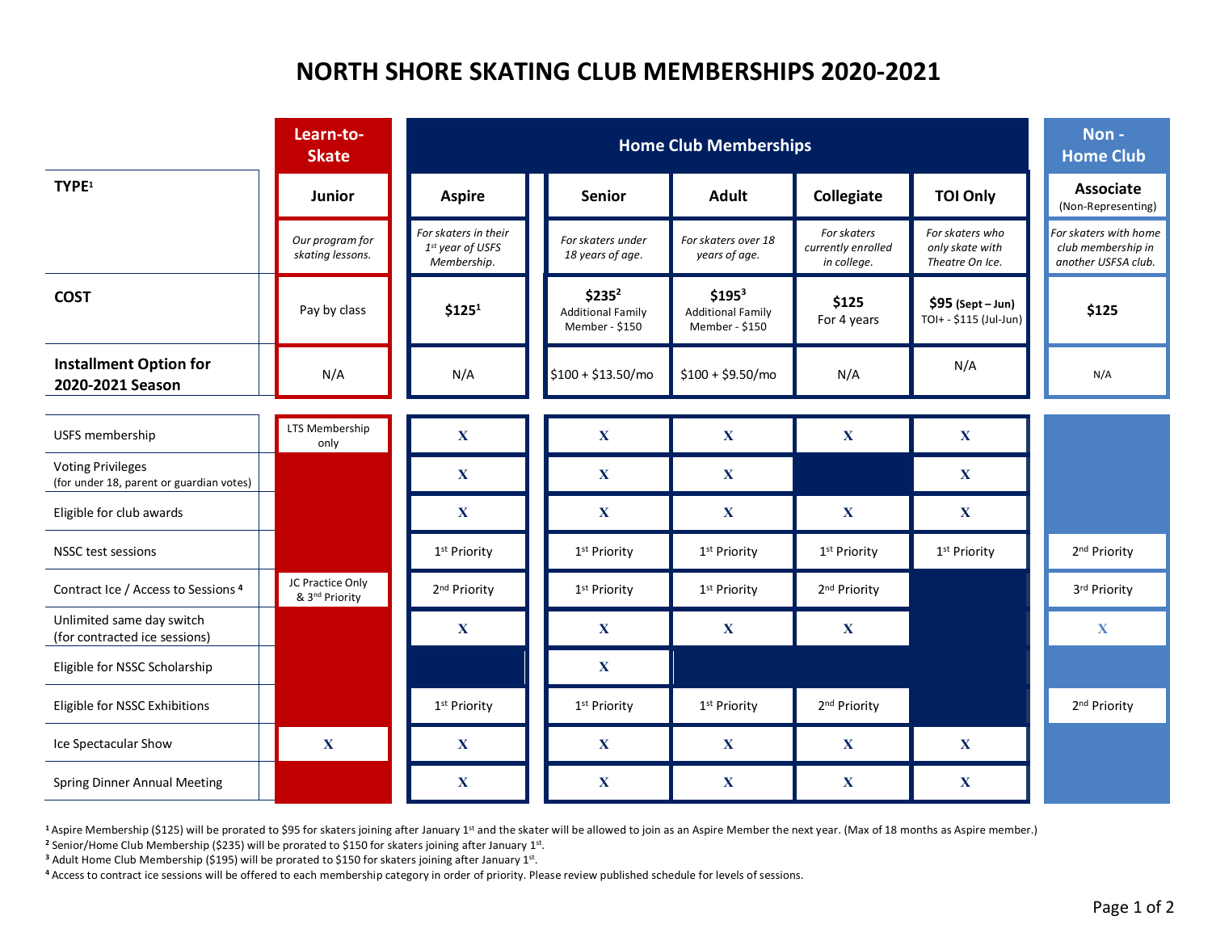# NORTH SHORE SKATING CLUB MEMBERSHIPS 2020-2021

| | Learn-to-Skate | Home Club Memberships | | | | | Non - Home Club |
|---|---|---|---|---|---|---|---|
| **TYPE**[1] | **Junior** | **Aspire** | **Senior** | **Adult** | **Collegiate** | **TOI Only** | **Associate** (Non-Representing) |
| | *Our program for skating lessons.* | *For skaters in their 1st year of USFS Membership.* | *For skaters under 18 years of age.* | *For skaters over 18 years of age.* | *For skaters currently enrolled in college.* | *For skaters who only skate with Theatre On Ice.* | *For skaters with home club membership in another USFSA club.* |
| **COST** | Pay by class | **$125**[1] | **$235**[2] Additional Family Member - $150 | **$195**[3] Additional Family Member - $150 | **$125** For 4 years | **$95** (Sept – Jun) TOI+ - $115 (Jul-Jun) | **$125** |
| **Installment Option for 2020-2021 Season** | N/A | N/A | $100 + $13.50/mo | $100 + $9.50/mo | N/A | N/A | N/A |
| USFS membership | LTS Membership only | X | X | X | X | X | |
| Voting Privileges (for under 18, parent or guardian votes) | | X | X | X | | X | |
| Eligible for club awards | | X | X | X | X | X | |
| NSSC test sessions | | 1st Priority | 1st Priority | 1st Priority | 1st Priority | 1st Priority | 2nd Priority |
| Contract Ice / Access to Sessions [4] | JC Practice Only & 3rd Priority | 2nd Priority | 1st Priority | 1st Priority | 2nd Priority | | 3rd Priority |
| Unlimited same day switch (for contracted ice sessions) | | X | X | X | X | | X |
| Eligible for NSSC Scholarship | | | X | | | | |
| Eligible for NSSC Exhibitions | | 1st Priority | 1st Priority | 1st Priority | 2nd Priority | | 2nd Priority |
| Ice Spectacular Show | X | X | X | X | X | X | |
| Spring Dinner Annual Meeting | | X | X | X | X | X | |

[1] Aspire Membership ($125) will be prorated to $95 for skaters joining after January 1st and the skater will be allowed to join as an Aspire Member the next year. (Max of 18 months as Aspire member.)

[2] Senior/Home Club Membership ($235) will be prorated to $150 for skaters joining after January 1st.

[3] Adult Home Club Membership ($195) will be prorated to $150 for skaters joining after January 1st.

[4] Access to contract ice sessions will be offered to each membership category in order of priority. Please review published schedule for levels of sessions.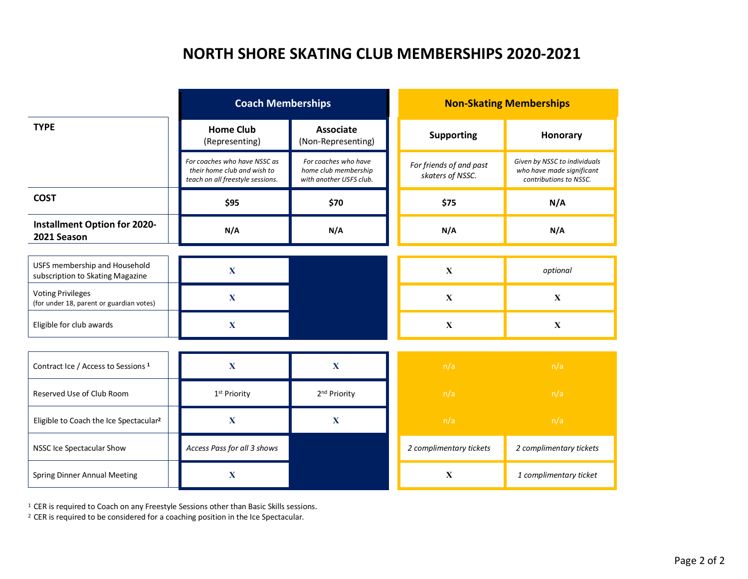# NORTH SHORE SKATING CLUB MEMBERSHIPS 2020-2021

| | Coach Memberships | | Non-Skating Memberships | |
|---|---|---|---|---|
| **TYPE** | **Home Club** (Representing) | **Associate** (Non-Representing) | **Supporting** | **Honorary** |
| | *For coaches who have NSSC as their home club and wish to teach on all freestyle sessions.* | *For coaches who have home club membership with another USFS club.* | *For friends of and past skaters of NSSC.* | *Given by NSSC to individuals who have made significant contributions to NSSC.* |
| **COST** | **$95** | **$70** | **$75** | **N/A** |
| **Installment Option for 2020-2021 Season** | **N/A** | **N/A** | **N/A** | **N/A** |
| USFS membership and Household subscription to Skating Magazine | X | | X | *optional* |
| Voting Privileges (for under 18, parent or guardian votes) | X | | X | X |
| Eligible for club awards | X | | X | X |
| Contract Ice / Access to Sessions [1] | X | X | n/a | n/a |
| Reserved Use of Club Room | 1st Priority | 2nd Priority | n/a | n/a |
| Eligible to Coach the Ice Spectacular[2] | X | X | n/a | n/a |
| NSSC Ice Spectacular Show | *Access Pass for all 3 shows* | | *2 complimentary tickets* | *2 complimentary tickets* |
| Spring Dinner Annual Meeting | X | | X | *1 complimentary ticket* |

[1] CER is required to Coach on any Freestyle Sessions other than Basic Skills sessions.

[2] CER is required to be considered for a coaching position in the Ice Spectacular.